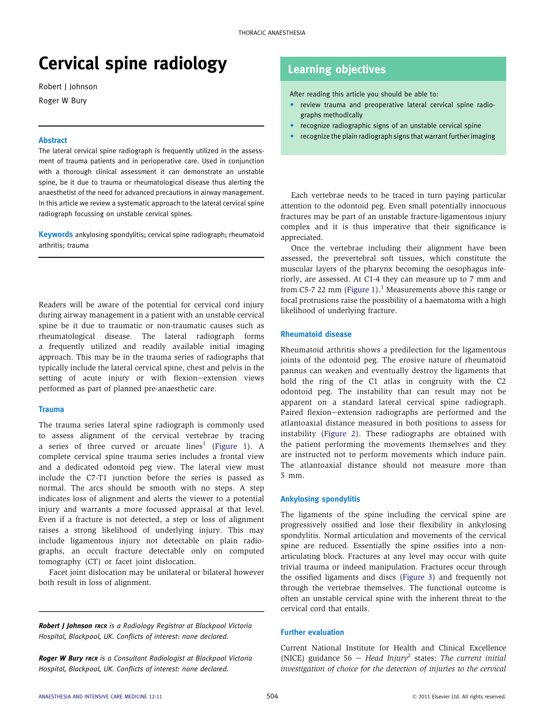# Cervical spine radiology

Robert J Johnson

Roger W Bury

## Abstract

The lateral cervical spine radiograph is frequently utilized in the assessment of trauma patients and in perioperative care. Used in conjunction with a thorough clinical assessment it can demonstrate an unstable spine, be it due to trauma or rheumatological disease thus alerting the anaesthetist of the need for advanced precautions in airway management. In this article we review a systematic approach to the lateral cervical spine radiograph focussing on unstable cervical spines.

**Keywords** ankylosing spondylitis; cervical spine radiograph; rheumatoid arthritis; trauma

## Learning objectives

After reading this article you should be able to:

- review trauma and preoperative lateral cervical spine radiographs methodically
- recognize radiographic signs of an unstable cervical spine
- recognize the plain radiograph signs that warrant further imaging

Readers will be aware of the potential for cervical cord injury during airway management in a patient with an unstable cervical spine be it due to traumatic or non-traumatic causes such as rheumatological disease. The lateral radiograph forms a frequently utilized and readily available initial imaging approach. This may be in the trauma series of radiographs that typically include the lateral cervical spine, chest and pelvis in the setting of acute injury or with flexion–extension views performed as part of planned pre-anaesthetic care.

### Trauma

The trauma series lateral spine radiograph is commonly used to assess alignment of the cervical vertebrae by tracing a series of three curved or arcuate lines[1] (Figure 1). A complete cervical spine trauma series includes a frontal view and a dedicated odontoid peg view. The lateral view must include the C7-T1 junction before the series is passed as normal. The arcs should be smooth with no steps. A step indicates loss of alignment and alerts the viewer to a potential injury and warrants a more focussed appraisal at that level. Even if a fracture is not detected, a step or loss of alignment raises a strong likelihood of underlying injury. This may include ligamentous injury not detectable on plain radiographs, an occult fracture detectable only on computed tomography (CT) or facet joint dislocation.

Facet joint dislocation may be unilateral or bilateral however both result in loss of alignment.

Each vertebrae needs to be traced in turn paying particular attention to the odontoid peg. Even small potentially innocuous fractures may be part of an unstable fracture-ligamentous injury complex and it is thus imperative that their significance is appreciated.

Once the vertebrae including their alignment have been assessed, the prevertebral soft tissues, which constitute the muscular layers of the pharynx becoming the oesophagus inferiorly, are assessed. At C1-4 they can measure up to 7 mm and from C5-7 22 mm (Figure 1).[1] Measurements above this range or focal protrusions raise the possibility of a haematoma with a high likelihood of underlying fracture.

### Rheumatoid disease

Rheumatoid arthritis shows a predilection for the ligamentous joints of the odontoid peg. The erosive nature of rheumatoid pannus can weaken and eventually destroy the ligaments that hold the ring of the C1 atlas in congruity with the C2 odontoid peg. The instability that can result may not be apparent on a standard lateral cervical spine radiograph. Paired flexion–extension radiographs are performed and the atlantoaxial distance measured in both positions to assess for instability (Figure 2). These radiographs are obtained with the patient performing the movements themselves and they are instructed not to perform movements which induce pain. The atlantoaxial distance should not measure more than 5 mm.

### Ankylosing spondylitis

The ligaments of the spine including the cervical spine are progressively ossified and lose their flexibility in ankylosing spondylitis. Normal articulation and movements of the cervical spine are reduced. Essentially the spine ossifies into a non-articulating block. Fractures at any level may occur with quite trivial trauma or indeed manipulation. Fractures occur through the ossified ligaments and discs (Figure 3) and frequently not through the vertebrae themselves. The functional outcome is often an unstable cervical spine with the inherent threat to the cervical cord that entails.

### Further evaluation

Current National Institute for Health and Clinical Excellence (NICE) guidance 56 – *Head Injury*[2] states: *The current initial investigation of choice for the detection of injuries to the cervical*

*Robert J Johnson* FRCR *is a Radiology Registrar at Blackpool Victoria Hospital, Blackpool, UK. Conflicts of interest: none declared.*

*Roger W Bury* FRCR *is a Consultant Radiologist at Blackpool Victoria Hospital, Blackpool, UK. Conflicts of interest: none declared.*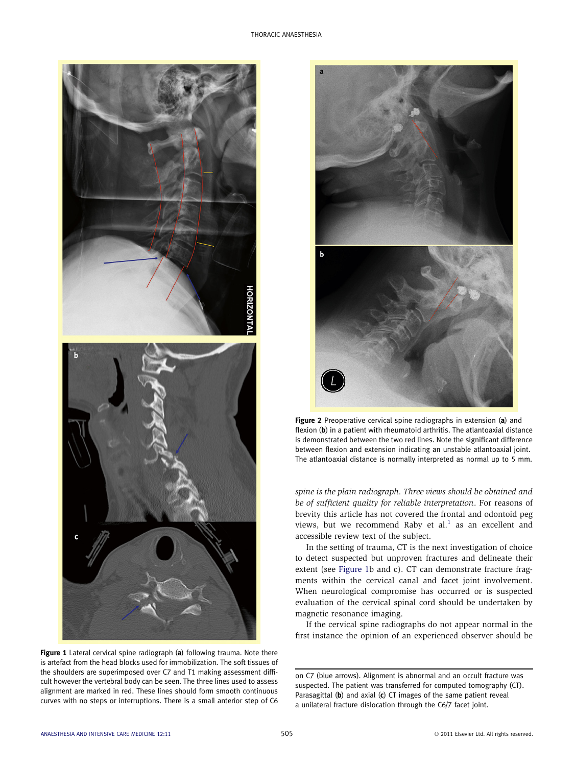Figure 1 Lateral cervical spine radiograph (**a**) following trauma. Note there is artefact from the head blocks used for immobilization. The soft tissues of the shoulders are superimposed over C7 and T1 making assessment difficult however the vertebral body can be seen. The three lines used to assess alignment are marked in red. These lines should form smooth continuous curves with no steps or interruptions. There is a small anterior step of C6 on C7 (blue arrows). Alignment is abnormal and an occult fracture was suspected. The patient was transferred for computed tomography (CT). Parasagittal (**b**) and axial (**c**) CT images of the same patient reveal a unilateral fracture dislocation through the C6/7 facet joint.

Figure 2 Preoperative cervical spine radiographs in extension (**a**) and flexion (**b**) in a patient with rheumatoid arthritis. The atlantoaxial distance is demonstrated between the two red lines. Note the significant difference between flexion and extension indicating an unstable atlantoaxial joint. The atlantoaxial distance is normally interpreted as normal up to 5 mm.

*spine is the plain radiograph. Three views should be obtained and be of sufficient quality for reliable interpretation*. For reasons of brevity this article has not covered the frontal and odontoid peg views, but we recommend Raby et al.[1] as an excellent and accessible review text of the subject.

In the setting of trauma, CT is the next investigation of choice to detect suspected but unproven fractures and delineate their extent (see Figure 1b and c). CT can demonstrate fracture fragments within the cervical canal and facet joint involvement. When neurological compromise has occurred or is suspected evaluation of the cervical spinal cord should be undertaken by magnetic resonance imaging.

If the cervical spine radiographs do not appear normal in the first instance the opinion of an experienced observer should be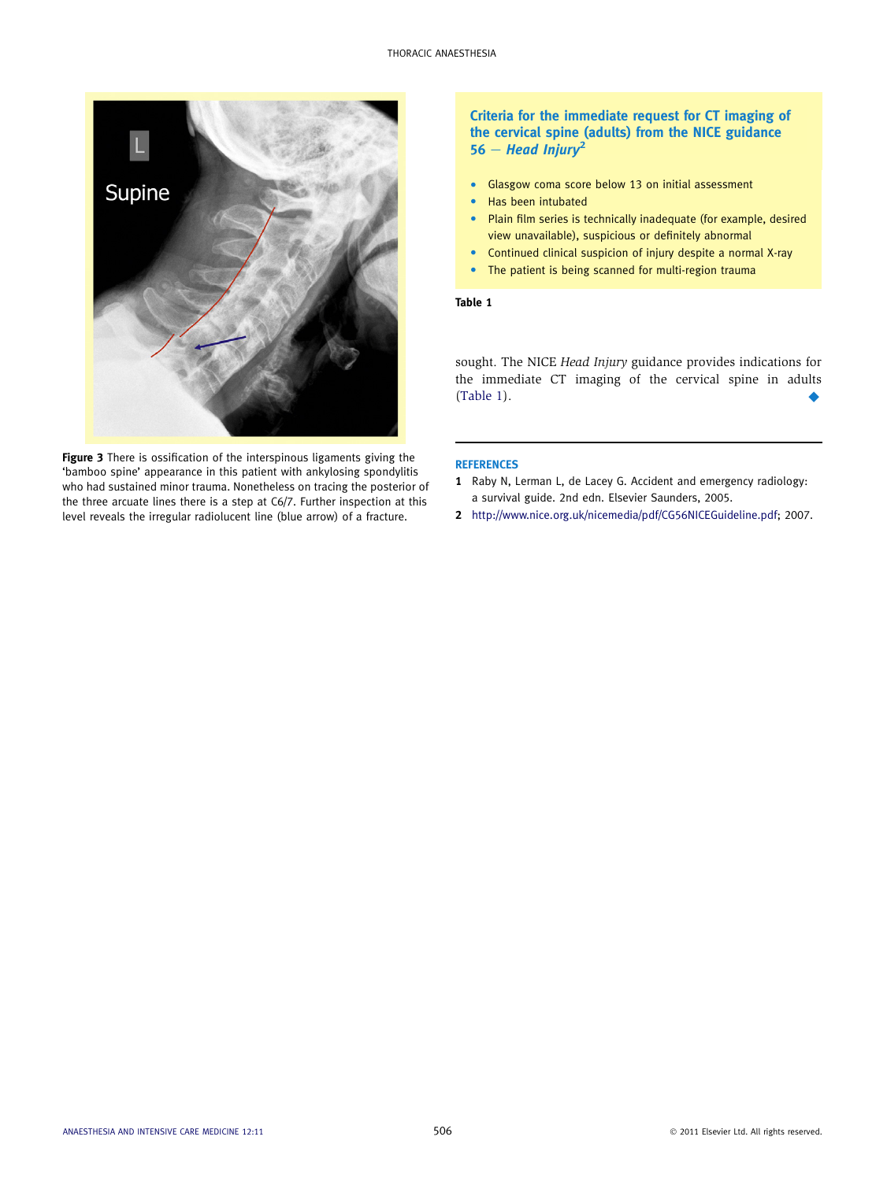Figure 3 There is ossification of the interspinous ligaments giving the 'bamboo spine' appearance in this patient with ankylosing spondylitis who had sustained minor trauma. Nonetheless on tracing the posterior of the three arcuate lines there is a step at C6/7. Further inspection at this level reveals the irregular radiolucent line (blue arrow) of a fracture.

sought. The NICE *Head Injury* guidance provides indications for the immediate CT imaging of the cervical spine in adults (Table 1). ◆

### Criteria for the immediate request for CT imaging of the cervical spine (adults) from the NICE guidance 56 — *Head Injury*[2]

- Glasgow coma score below 13 on initial assessment
- Has been intubated
- Plain film series is technically inadequate (for example, desired view unavailable), suspicious or definitely abnormal
- Continued clinical suspicion of injury despite a normal X-ray
- The patient is being scanned for multi-region trauma

**Table 1**

## REFERENCES

1. Raby N, Lerman L, de Lacey G. Accident and emergency radiology: a survival guide. 2nd edn. Elsevier Saunders, 2005.
2. http://www.nice.org.uk/nicemedia/pdf/CG56NICEGuideline.pdf; 2007.